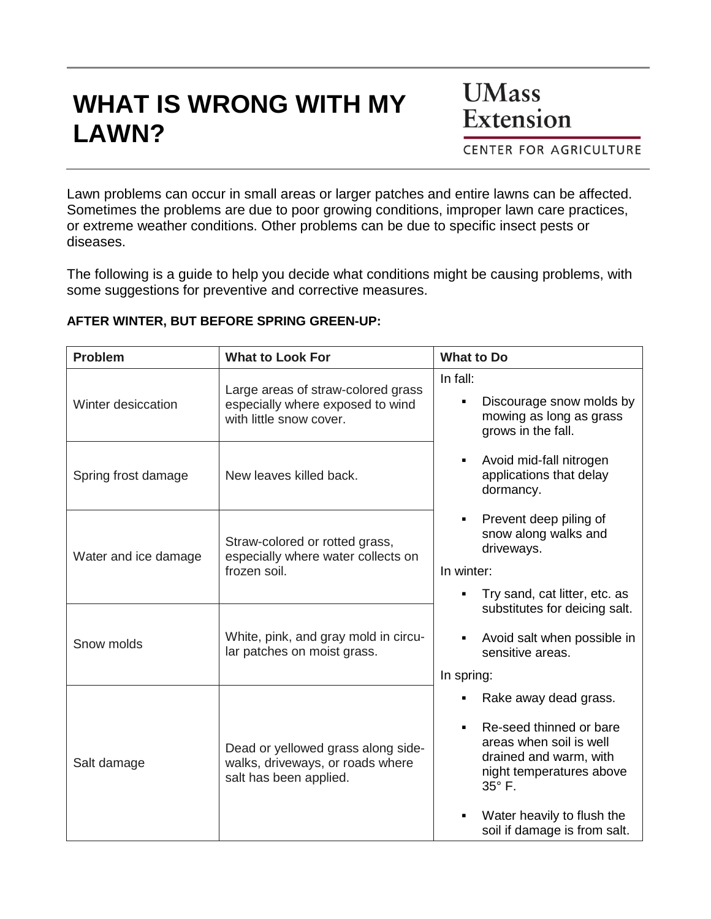# WHAT IS WRONG WITH MY LAWN?

UMass Extension
CENTER FOR AGRICULTURE

Lawn problems can occur in small areas or larger patches and entire lawns can be affected. Sometimes the problems are due to poor growing conditions, improper lawn care practices, or extreme weather conditions. Other problems can be due to specific insect pests or diseases.

The following is a guide to help you decide what conditions might be causing problems, with some suggestions for preventive and corrective measures.

**AFTER WINTER, BUT BEFORE SPRING GREEN-UP:**

| Problem | What to Look For | What to Do |
|---|---|---|
| Winter desiccation | Large areas of straw-colored grass especially where exposed to wind with little snow cover. | In fall:<br>▪ Discourage snow molds by mowing as long as grass grows in the fall.<br>▪ Avoid mid-fall nitrogen applications that delay dormancy.<br>▪ Prevent deep piling of snow along walks and driveways.<br>In winter:<br>▪ Try sand, cat litter, etc. as substitutes for deicing salt.<br>▪ Avoid salt when possible in sensitive areas.<br>In spring:<br>▪ Rake away dead grass.<br>▪ Re-seed thinned or bare areas when soil is well drained and warm, with night temperatures above 35° F.<br>▪ Water heavily to flush the soil if damage is from salt. |
| Spring frost damage | New leaves killed back. | |
| Water and ice damage | Straw-colored or rotted grass, especially where water collects on frozen soil. | |
| Snow molds | White, pink, and gray mold in circular patches on moist grass. | |
| Salt damage | Dead or yellowed grass along sidewalks, driveways, or roads where salt has been applied. | |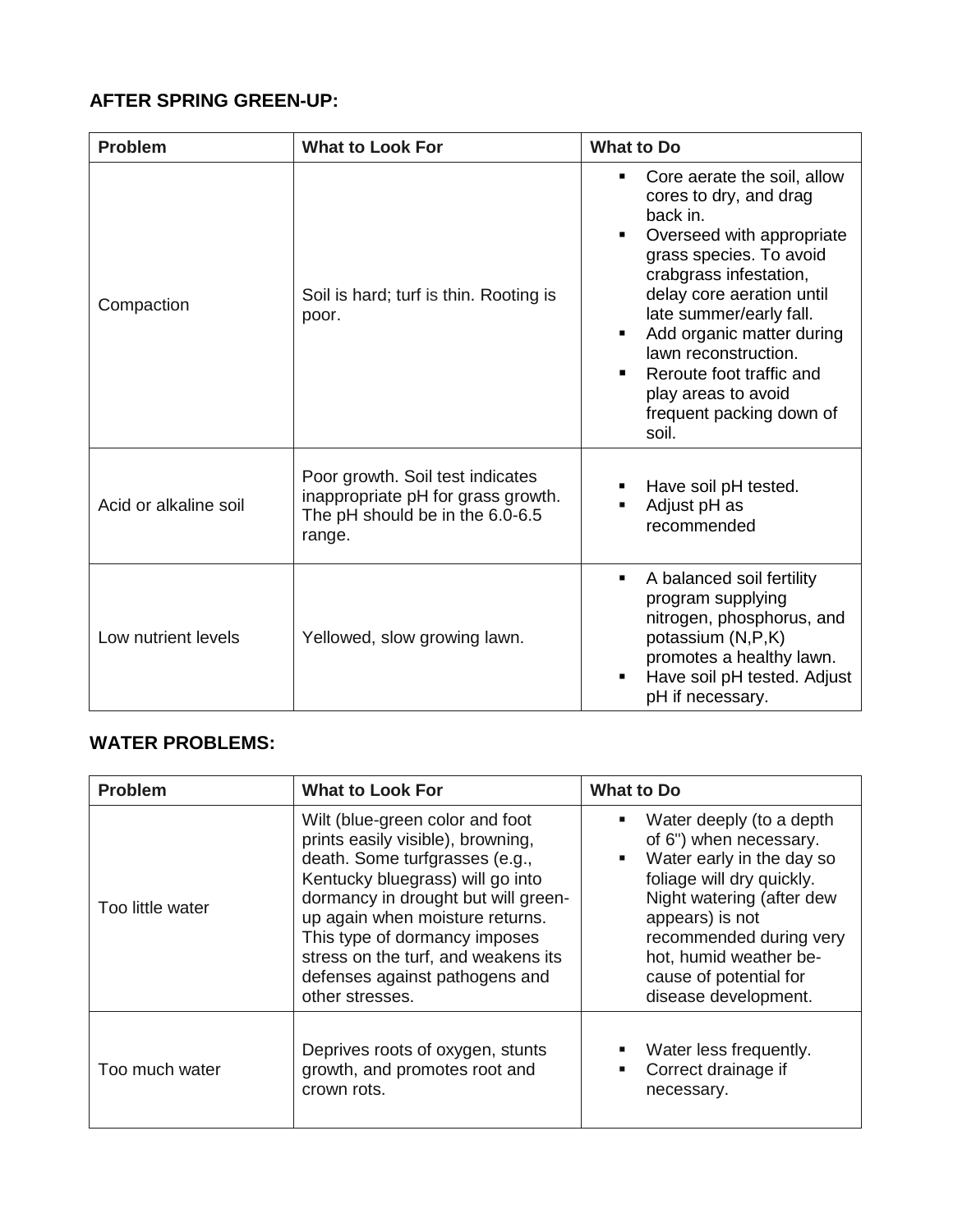## AFTER SPRING GREEN-UP:

| Problem | What to Look For | What to Do |
| --- | --- | --- |
| Compaction | Soil is hard; turf is thin. Rooting is poor. | ▪ Core aerate the soil, allow cores to dry, and drag back in.<br>▪ Overseed with appropriate grass species. To avoid crabgrass infestation, delay core aeration until late summer/early fall.<br>▪ Add organic matter during lawn reconstruction.<br>▪ Reroute foot traffic and play areas to avoid frequent packing down of soil. |
| Acid or alkaline soil | Poor growth. Soil test indicates inappropriate pH for grass growth. The pH should be in the 6.0-6.5 range. | ▪ Have soil pH tested.<br>▪ Adjust pH as recommended |
| Low nutrient levels | Yellowed, slow growing lawn. | ▪ A balanced soil fertility program supplying nitrogen, phosphorus, and potassium (N,P,K) promotes a healthy lawn.<br>▪ Have soil pH tested. Adjust pH if necessary. |

## WATER PROBLEMS:

| Problem | What to Look For | What to Do |
| --- | --- | --- |
| Too little water | Wilt (blue-green color and foot prints easily visible), browning, death. Some turfgrasses (e.g., Kentucky bluegrass) will go into dormancy in drought but will green-up again when moisture returns. This type of dormancy imposes stress on the turf, and weakens its defenses against pathogens and other stresses. | ▪ Water deeply (to a depth of 6") when necessary.<br>▪ Water early in the day so foliage will dry quickly. Night watering (after dew appears) is not recommended during very hot, humid weather because of potential for disease development. |
| Too much water | Deprives roots of oxygen, stunts growth, and promotes root and crown rots. | ▪ Water less frequently.<br>▪ Correct drainage if necessary. |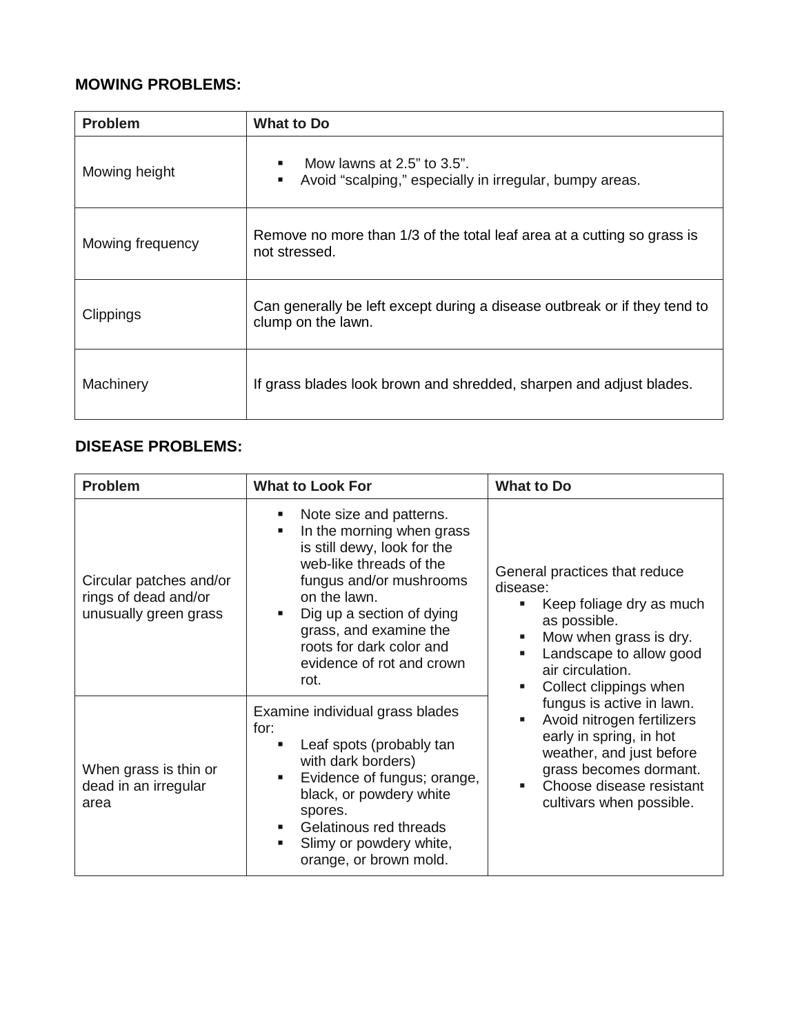**MOWING PROBLEMS:**

| Problem | What to Do |
| --- | --- |
| Mowing height | ▪ Mow lawns at 2.5" to 3.5".<br>▪ Avoid "scalping," especially in irregular, bumpy areas. |
| Mowing frequency | Remove no more than 1/3 of the total leaf area at a cutting so grass is not stressed. |
| Clippings | Can generally be left except during a disease outbreak or if they tend to clump on the lawn. |
| Machinery | If grass blades look brown and shredded, sharpen and adjust blades. |

**DISEASE PROBLEMS:**

| Problem | What to Look For | What to Do |
| --- | --- | --- |
| Circular patches and/or rings of dead and/or unusually green grass | ▪ Note size and patterns.<br>▪ In the morning when grass is still dewy, look for the web-like threads of the fungus and/or mushrooms on the lawn.<br>▪ Dig up a section of dying grass, and examine the roots for dark color and evidence of rot and crown rot. | General practices that reduce disease:<br>▪ Keep foliage dry as much as possible.<br>▪ Mow when grass is dry.<br>▪ Landscape to allow good air circulation.<br>▪ Collect clippings when fungus is active in lawn.<br>▪ Avoid nitrogen fertilizers early in spring, in hot weather, and just before grass becomes dormant.<br>▪ Choose disease resistant cultivars when possible. |
| When grass is thin or dead in an irregular area | Examine individual grass blades for:<br>▪ Leaf spots (probably tan with dark borders)<br>▪ Evidence of fungus; orange, black, or powdery white spores.<br>▪ Gelatinous red threads<br>▪ Slimy or powdery white, orange, or brown mold. | |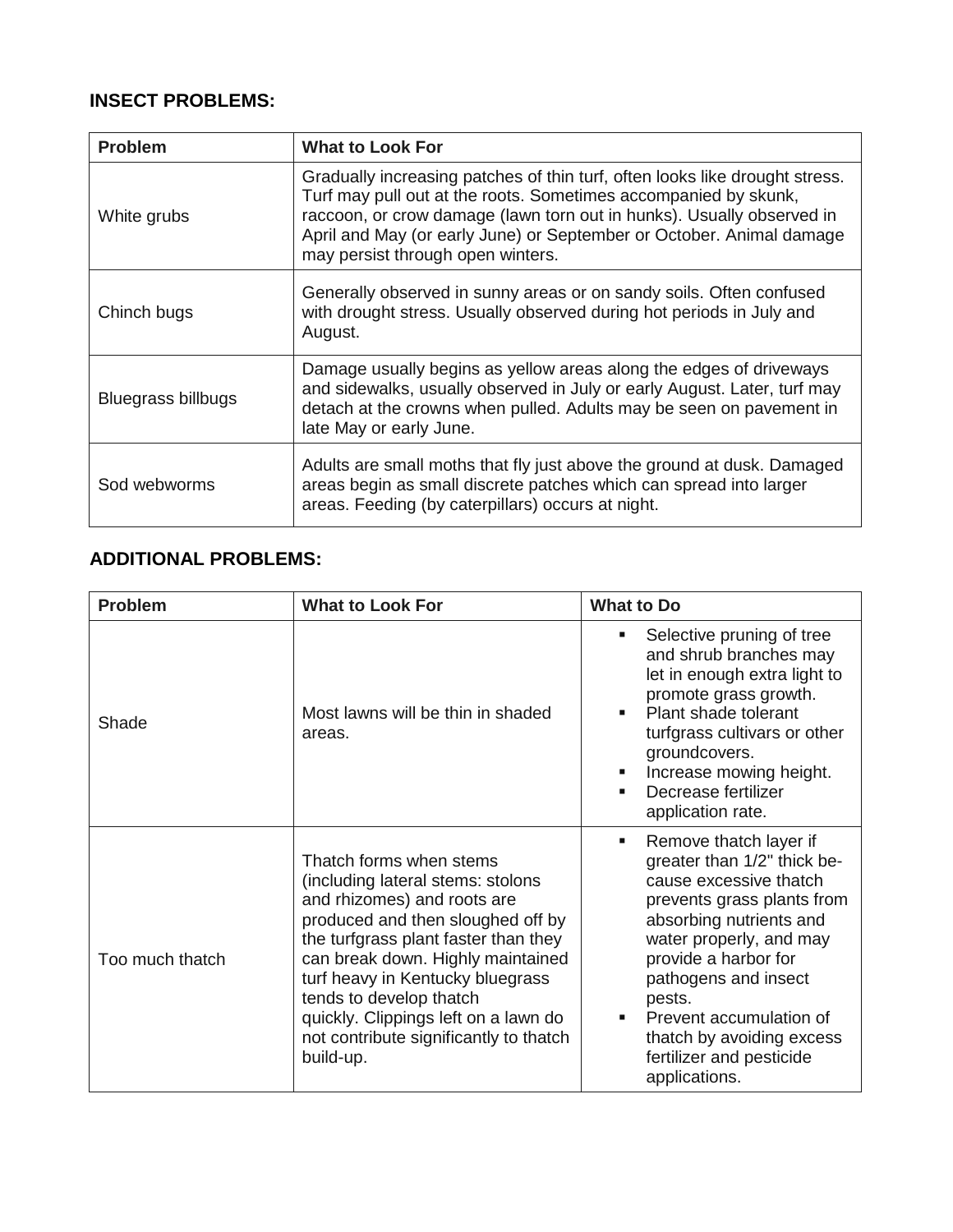## INSECT PROBLEMS:

| Problem | What to Look For |
|---|---|
| White grubs | Gradually increasing patches of thin turf, often looks like drought stress. Turf may pull out at the roots. Sometimes accompanied by skunk, raccoon, or crow damage (lawn torn out in hunks). Usually observed in April and May (or early June) or September or October. Animal damage may persist through open winters. |
| Chinch bugs | Generally observed in sunny areas or on sandy soils. Often confused with drought stress. Usually observed during hot periods in July and August. |
| Bluegrass billbugs | Damage usually begins as yellow areas along the edges of driveways and sidewalks, usually observed in July or early August. Later, turf may detach at the crowns when pulled. Adults may be seen on pavement in late May or early June. |
| Sod webworms | Adults are small moths that fly just above the ground at dusk. Damaged areas begin as small discrete patches which can spread into larger areas. Feeding (by caterpillars) occurs at night. |

## ADDITIONAL PROBLEMS:

| Problem | What to Look For | What to Do |
|---|---|---|
| Shade | Most lawns will be thin in shaded areas. | ▪ Selective pruning of tree and shrub branches may let in enough extra light to promote grass growth.<br>▪ Plant shade tolerant turfgrass cultivars or other groundcovers.<br>▪ Increase mowing height.<br>▪ Decrease fertilizer application rate. |
| Too much thatch | Thatch forms when stems (including lateral stems: stolons and rhizomes) and roots are produced and then sloughed off by the turfgrass plant faster than they can break down. Highly maintained turf heavy in Kentucky bluegrass tends to develop thatch quickly. Clippings left on a lawn do not contribute significantly to thatch build-up. | ▪ Remove thatch layer if greater than 1/2" thick be-cause excessive thatch prevents grass plants from absorbing nutrients and water properly, and may provide a harbor for pathogens and insect pests.<br>▪ Prevent accumulation of thatch by avoiding excess fertilizer and pesticide applications. |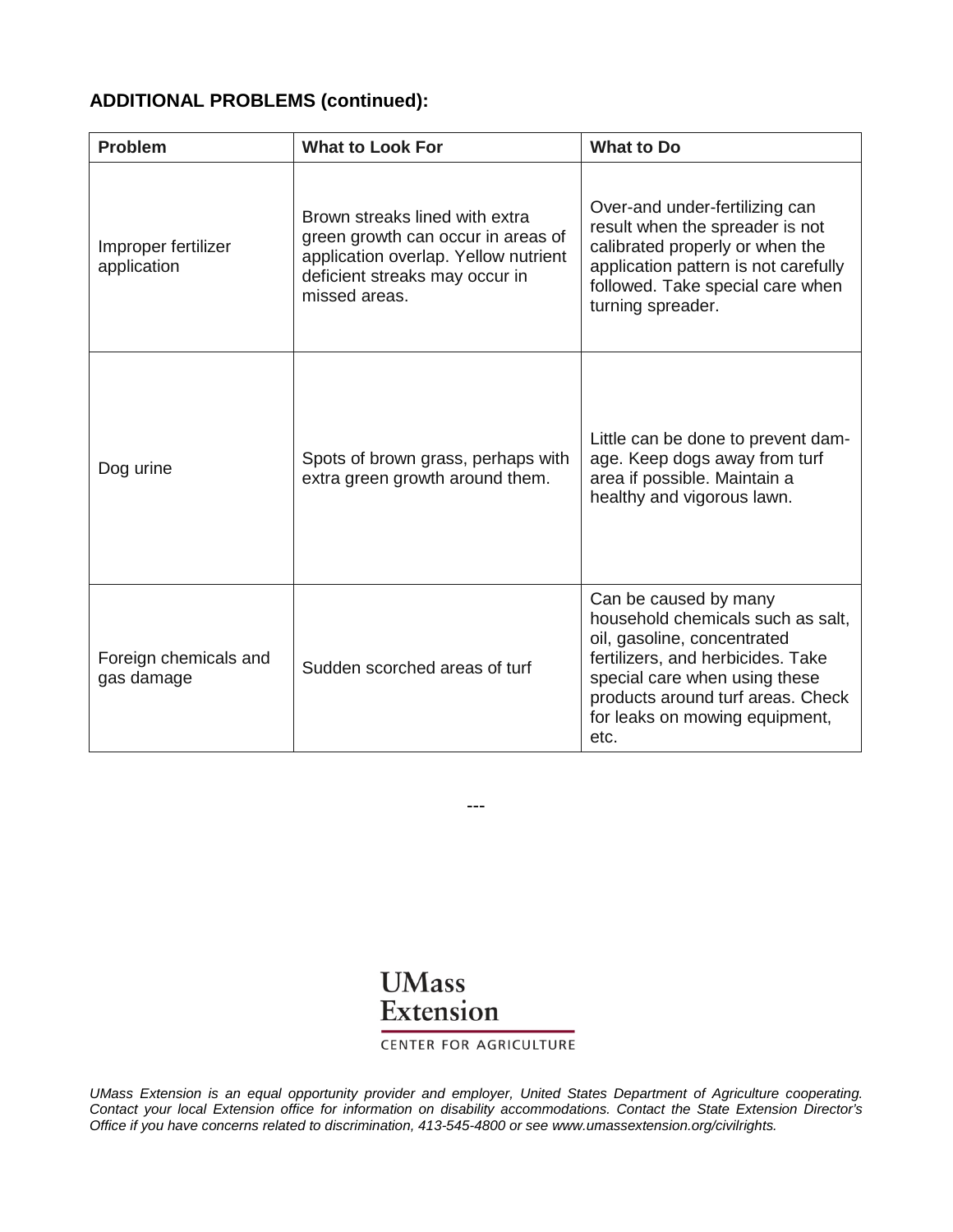**ADDITIONAL PROBLEMS (continued):**

| Problem | What to Look For | What to Do |
|---|---|---|
| Improper fertilizer application | Brown streaks lined with extra green growth can occur in areas of application overlap. Yellow nutrient deficient streaks may occur in missed areas. | Over-and under-fertilizing can result when the spreader is not calibrated properly or when the application pattern is not carefully followed. Take special care when turning spreader. |
| Dog urine | Spots of brown grass, perhaps with extra green growth around them. | Little can be done to prevent damage. Keep dogs away from turf area if possible. Maintain a healthy and vigorous lawn. |
| Foreign chemicals and gas damage | Sudden scorched areas of turf | Can be caused by many household chemicals such as salt, oil, gasoline, concentrated fertilizers, and herbicides. Take special care when using these products around turf areas. Check for leaks on mowing equipment, etc. |

---

UMass Extension

CENTER FOR AGRICULTURE

*UMass Extension is an equal opportunity provider and employer, United States Department of Agriculture cooperating. Contact your local Extension office for information on disability accommodations. Contact the State Extension Director's Office if you have concerns related to discrimination, 413-545-4800 or see www.umassextension.org/civilrights.*